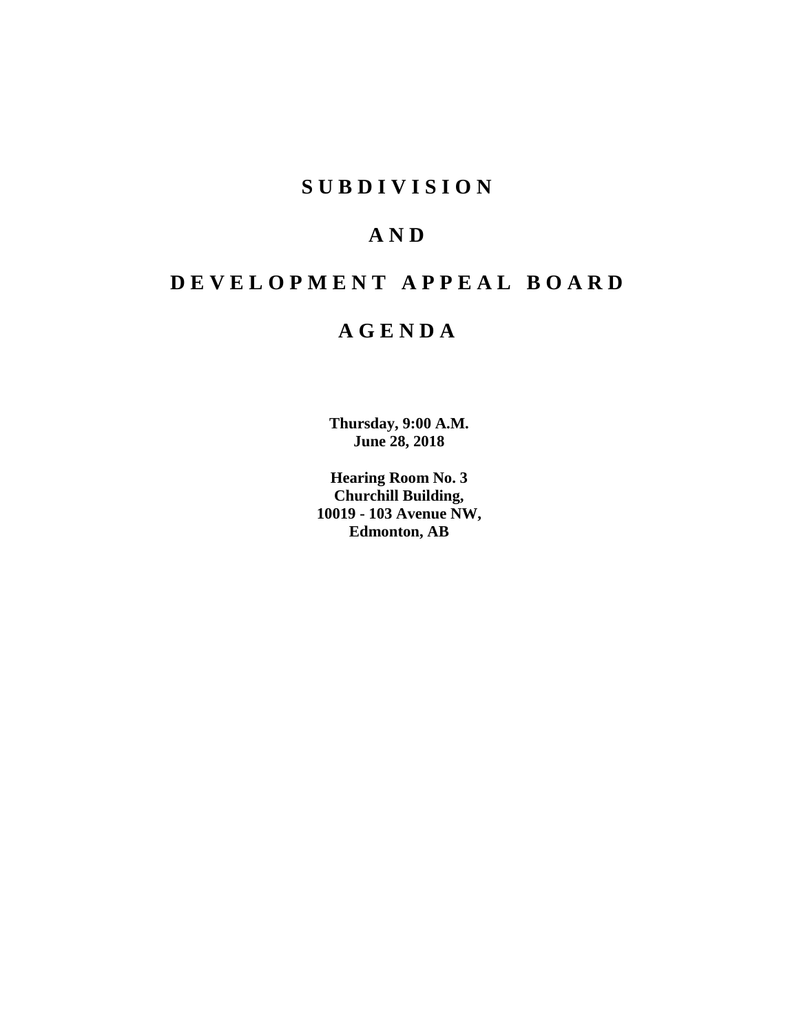# SUBDIVISION

# AND

# DEVELOPMENT APPEAL BOARD

# AGENDA

**Thursday, 9:00 A.M.**
**June 28, 2018**

**Hearing Room No. 3**
**Churchill Building,**
**10019 - 103 Avenue NW,**
**Edmonton, AB**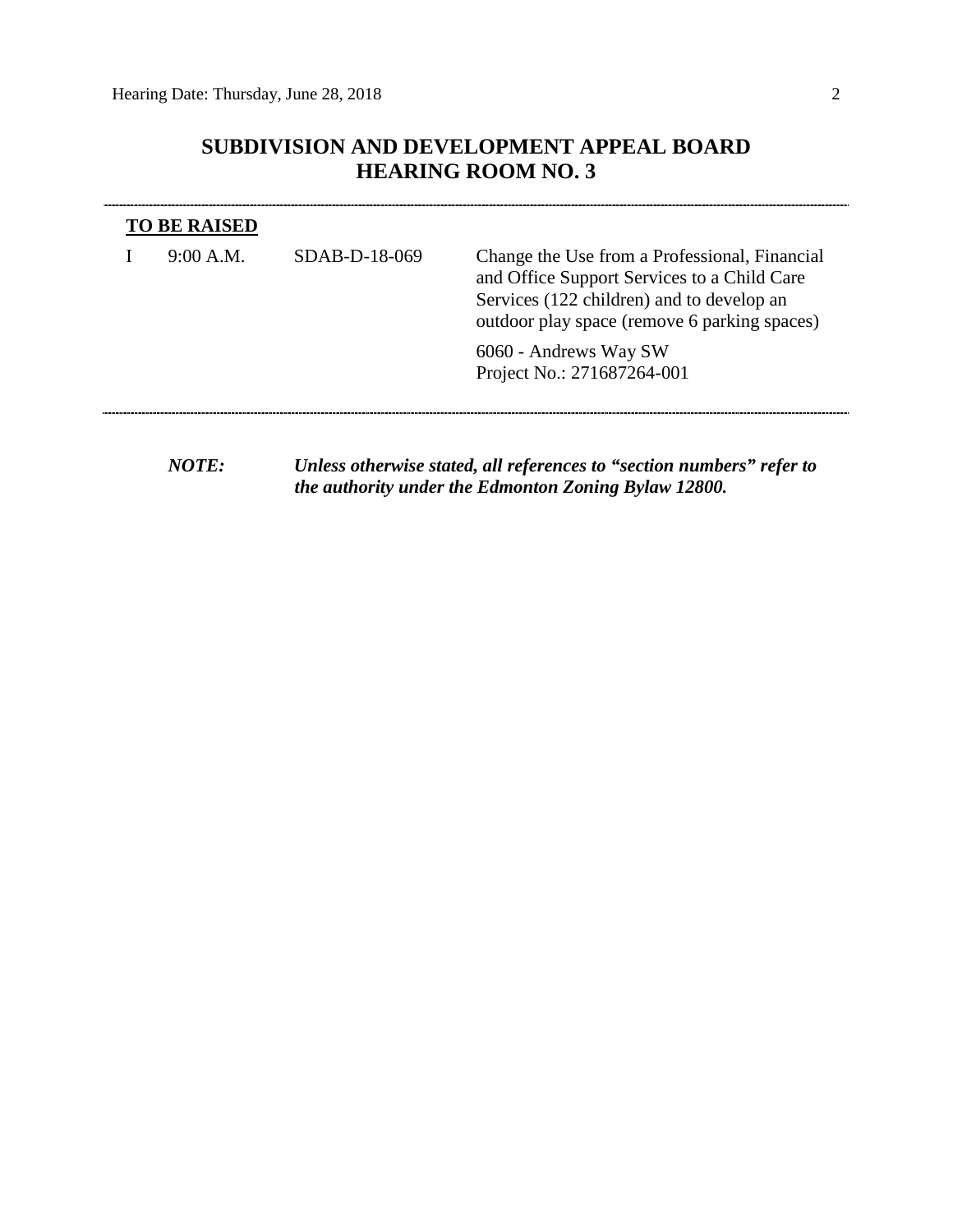## SUBDIVISION AND DEVELOPMENT APPEAL BOARD
## HEARING ROOM NO. 3

---

**TO BE RAISED**

| | | | |
|---|---|---|---|
| I | 9:00 A.M. | SDAB-D-18-069 | Change the Use from a Professional, Financial and Office Support Services to a Child Care Services (122 children) and to develop an outdoor play space (remove 6 parking spaces)<br><br>6060 - Andrews Way SW<br>Project No.: 271687264-001 |

---

***NOTE:*** ***Unless otherwise stated, all references to "section numbers" refer to the authority under the Edmonton Zoning Bylaw 12800.***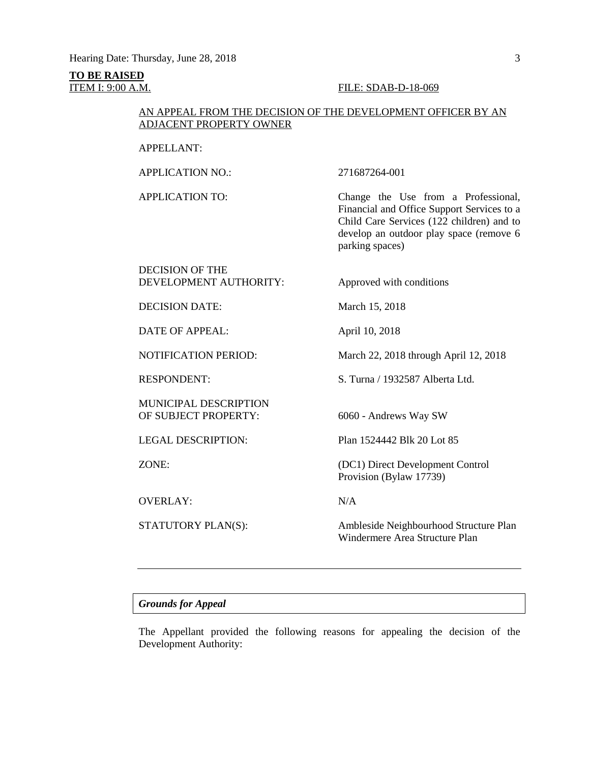**TO BE RAISED**

ITEM I: 9:00 A.M. FILE: SDAB-D-18-069

AN APPEAL FROM THE DECISION OF THE DEVELOPMENT OFFICER BY AN ADJACENT PROPERTY OWNER

| | |
|---|---|
| APPELLANT: | |
| APPLICATION NO.: | 271687264-001 |
| APPLICATION TO: | Change the Use from a Professional, Financial and Office Support Services to a Child Care Services (122 children) and to develop an outdoor play space (remove 6 parking spaces) |
| DECISION OF THE DEVELOPMENT AUTHORITY: | Approved with conditions |
| DECISION DATE: | March 15, 2018 |
| DATE OF APPEAL: | April 10, 2018 |
| NOTIFICATION PERIOD: | March 22, 2018 through April 12, 2018 |
| RESPONDENT: | S. Turna / 1932587 Alberta Ltd. |
| MUNICIPAL DESCRIPTION OF SUBJECT PROPERTY: | 6060 - Andrews Way SW |
| LEGAL DESCRIPTION: | Plan 1524442 Blk 20 Lot 85 |
| ZONE: | (DC1) Direct Development Control Provision (Bylaw 17739) |
| OVERLAY: | N/A |
| STATUTORY PLAN(S): | Ambleside Neighbourhood Structure Plan<br>Windermere Area Structure Plan |

---

***Grounds for Appeal***

The Appellant provided the following reasons for appealing the decision of the Development Authority: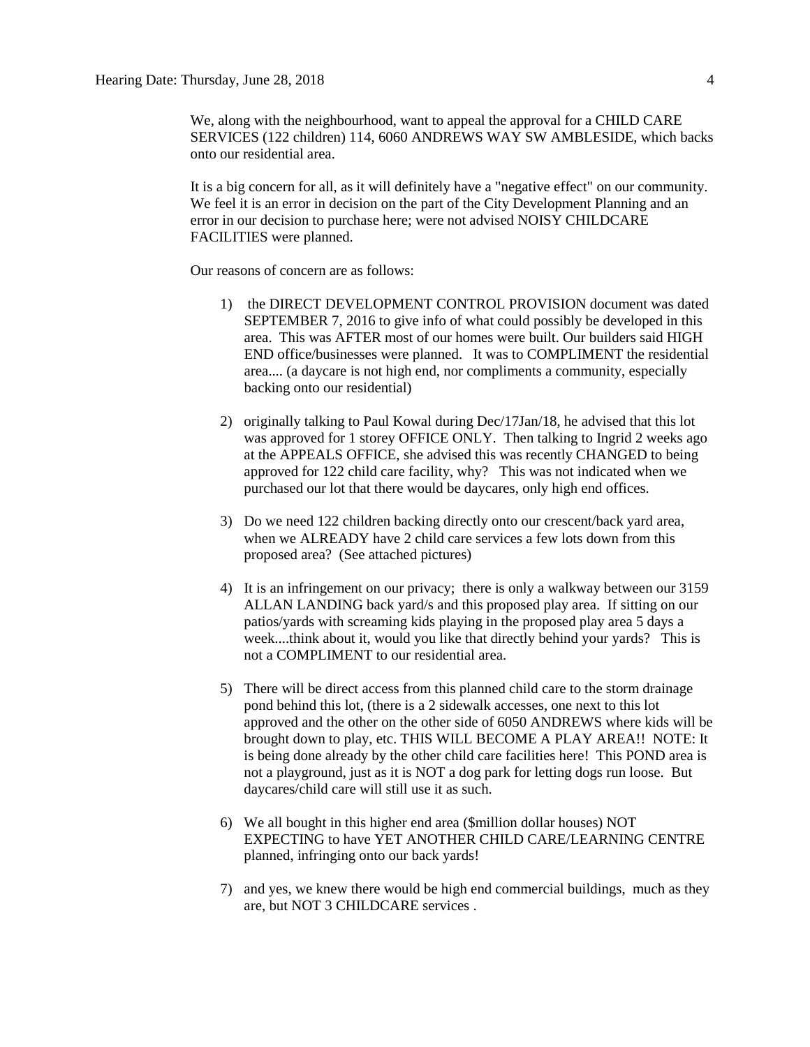We, along with the neighbourhood, want to appeal the approval for a CHILD CARE SERVICES (122 children) 114, 6060 ANDREWS WAY SW AMBLESIDE, which backs onto our residential area.

It is a big concern for all, as it will definitely have a "negative effect" on our community. We feel it is an error in decision on the part of the City Development Planning and an error in our decision to purchase here; were not advised NOISY CHILDCARE FACILITIES were planned.

Our reasons of concern are as follows:

1) the DIRECT DEVELOPMENT CONTROL PROVISION document was dated SEPTEMBER 7, 2016 to give info of what could possibly be developed in this area. This was AFTER most of our homes were built. Our builders said HIGH END office/businesses were planned. It was to COMPLIMENT the residential area.... (a daycare is not high end, nor compliments a community, especially backing onto our residential)

2) originally talking to Paul Kowal during Dec/17Jan/18, he advised that this lot was approved for 1 storey OFFICE ONLY. Then talking to Ingrid 2 weeks ago at the APPEALS OFFICE, she advised this was recently CHANGED to being approved for 122 child care facility, why? This was not indicated when we purchased our lot that there would be daycares, only high end offices.

3) Do we need 122 children backing directly onto our crescent/back yard area, when we ALREADY have 2 child care services a few lots down from this proposed area? (See attached pictures)

4) It is an infringement on our privacy; there is only a walkway between our 3159 ALLAN LANDING back yard/s and this proposed play area. If sitting on our patios/yards with screaming kids playing in the proposed play area 5 days a week....think about it, would you like that directly behind your yards? This is not a COMPLIMENT to our residential area.

5) There will be direct access from this planned child care to the storm drainage pond behind this lot, (there is a 2 sidewalk accesses, one next to this lot approved and the other on the other side of 6050 ANDREWS where kids will be brought down to play, etc. THIS WILL BECOME A PLAY AREA!! NOTE: It is being done already by the other child care facilities here! This POND area is not a playground, just as it is NOT a dog park for letting dogs run loose. But daycares/child care will still use it as such.

6) We all bought in this higher end area ($million dollar houses) NOT EXPECTING to have YET ANOTHER CHILD CARE/LEARNING CENTRE planned, infringing onto our back yards!

7) and yes, we knew there would be high end commercial buildings, much as they are, but NOT 3 CHILDCARE services .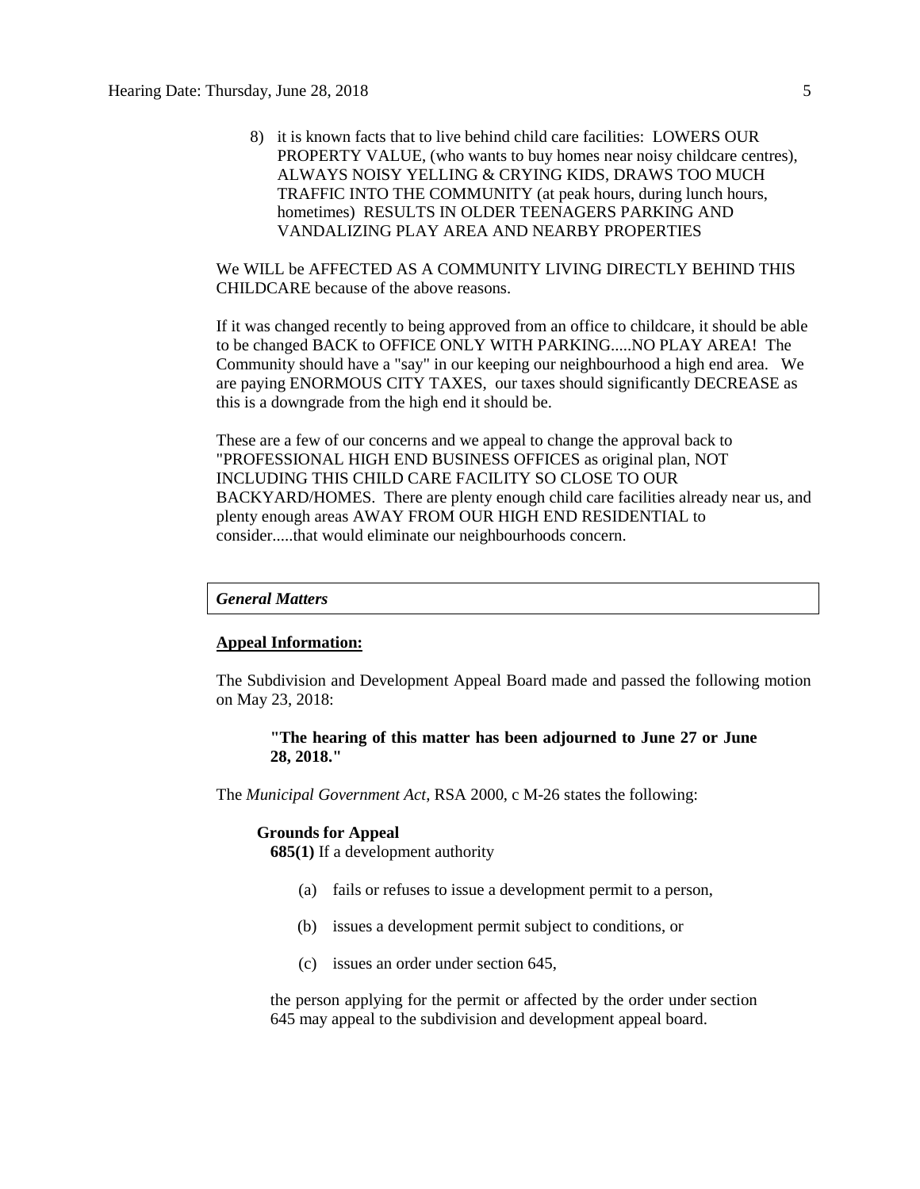8) it is known facts that to live behind child care facilities: LOWERS OUR PROPERTY VALUE, (who wants to buy homes near noisy childcare centres), ALWAYS NOISY YELLING & CRYING KIDS, DRAWS TOO MUCH TRAFFIC INTO THE COMMUNITY (at peak hours, during lunch hours, hometimes) RESULTS IN OLDER TEENAGERS PARKING AND VANDALIZING PLAY AREA AND NEARBY PROPERTIES

We WILL be AFFECTED AS A COMMUNITY LIVING DIRECTLY BEHIND THIS CHILDCARE because of the above reasons.

If it was changed recently to being approved from an office to childcare, it should be able to be changed BACK to OFFICE ONLY WITH PARKING.....NO PLAY AREA! The Community should have a "say" in our keeping our neighbourhood a high end area. We are paying ENORMOUS CITY TAXES, our taxes should significantly DECREASE as this is a downgrade from the high end it should be.

These are a few of our concerns and we appeal to change the approval back to "PROFESSIONAL HIGH END BUSINESS OFFICES as original plan, NOT INCLUDING THIS CHILD CARE FACILITY SO CLOSE TO OUR BACKYARD/HOMES. There are plenty enough child care facilities already near us, and plenty enough areas AWAY FROM OUR HIGH END RESIDENTIAL to consider.....that would eliminate our neighbourhoods concern.

### *General Matters*

**Appeal Information:**

The Subdivision and Development Appeal Board made and passed the following motion on May 23, 2018:

> **"The hearing of this matter has been adjourned to June 27 or June 28, 2018."**

The *Municipal Government Act*, RSA 2000, c M-26 states the following:

**Grounds for Appeal**

**685(1)** If a development authority

(a) fails or refuses to issue a development permit to a person,

(b) issues a development permit subject to conditions, or

(c) issues an order under section 645,

the person applying for the permit or affected by the order under section 645 may appeal to the subdivision and development appeal board.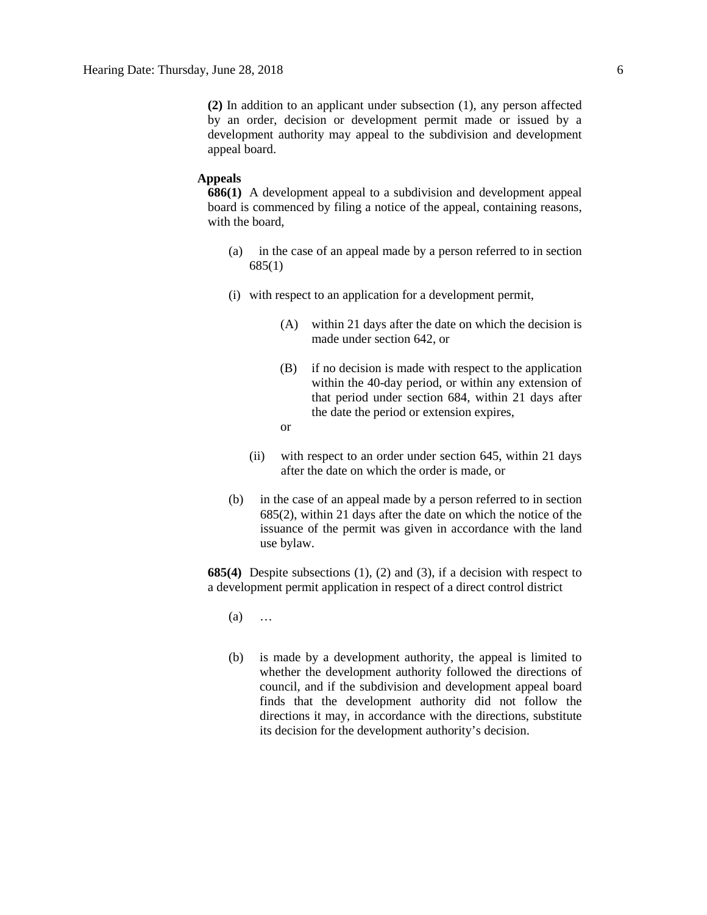**(2)** In addition to an applicant under subsection (1), any person affected by an order, decision or development permit made or issued by a development authority may appeal to the subdivision and development appeal board.

**Appeals**

**686(1)** A development appeal to a subdivision and development appeal board is commenced by filing a notice of the appeal, containing reasons, with the board,

(a) in the case of an appeal made by a person referred to in section 685(1)

(i) with respect to an application for a development permit,

(A) within 21 days after the date on which the decision is made under section 642, or

(B) if no decision is made with respect to the application within the 40-day period, or within any extension of that period under section 684, within 21 days after the date the period or extension expires,

or

(ii) with respect to an order under section 645, within 21 days after the date on which the order is made, or

(b) in the case of an appeal made by a person referred to in section 685(2), within 21 days after the date on which the notice of the issuance of the permit was given in accordance with the land use bylaw.

**685(4)** Despite subsections (1), (2) and (3), if a decision with respect to a development permit application in respect of a direct control district

(a) …

(b) is made by a development authority, the appeal is limited to whether the development authority followed the directions of council, and if the subdivision and development appeal board finds that the development authority did not follow the directions it may, in accordance with the directions, substitute its decision for the development authority's decision.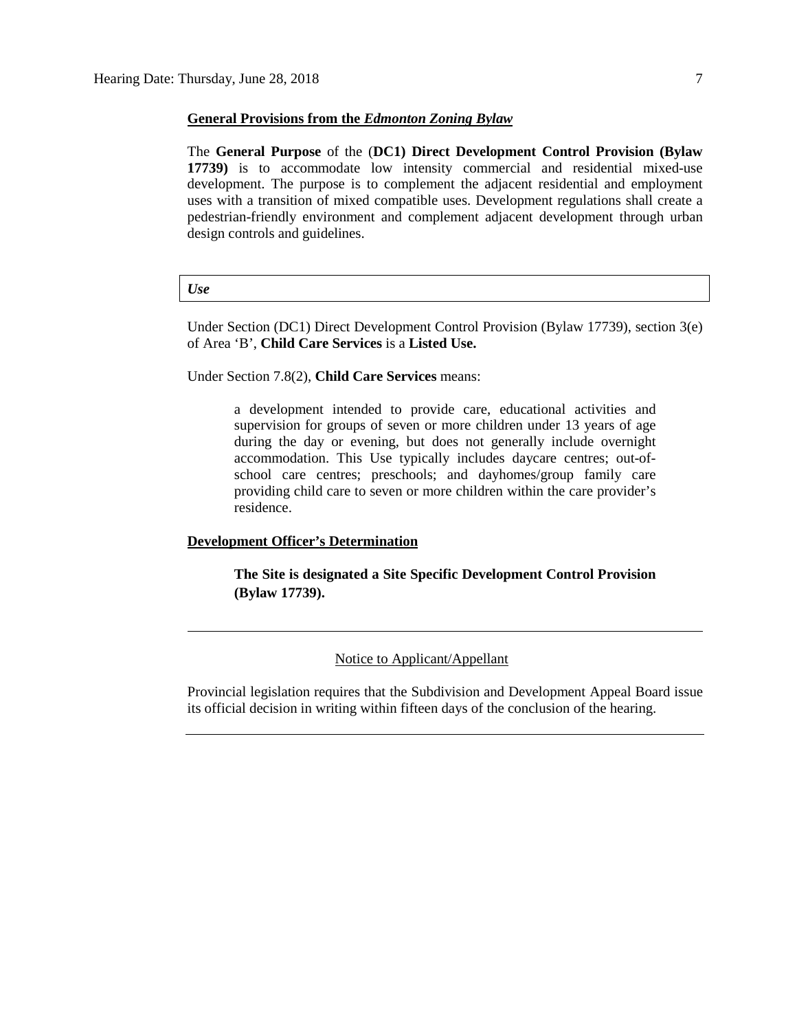**General Provisions from the *Edmonton Zoning Bylaw***

The **General Purpose** of the (**DC1) Direct Development Control Provision (Bylaw 17739)** is to accommodate low intensity commercial and residential mixed-use development. The purpose is to complement the adjacent residential and employment uses with a transition of mixed compatible uses. Development regulations shall create a pedestrian-friendly environment and complement adjacent development through urban design controls and guidelines.

***Use***

Under Section (DC1) Direct Development Control Provision (Bylaw 17739), section 3(e) of Area 'B', **Child Care Services** is a **Listed Use.**

Under Section 7.8(2), **Child Care Services** means:

> a development intended to provide care, educational activities and supervision for groups of seven or more children under 13 years of age during the day or evening, but does not generally include overnight accommodation. This Use typically includes daycare centres; out-of-school care centres; preschools; and dayhomes/group family care providing child care to seven or more children within the care provider's residence.

**Development Officer's Determination**

> **The Site is designated a Site Specific Development Control Provision (Bylaw 17739).**

---

Notice to Applicant/Appellant

Provincial legislation requires that the Subdivision and Development Appeal Board issue its official decision in writing within fifteen days of the conclusion of the hearing.

---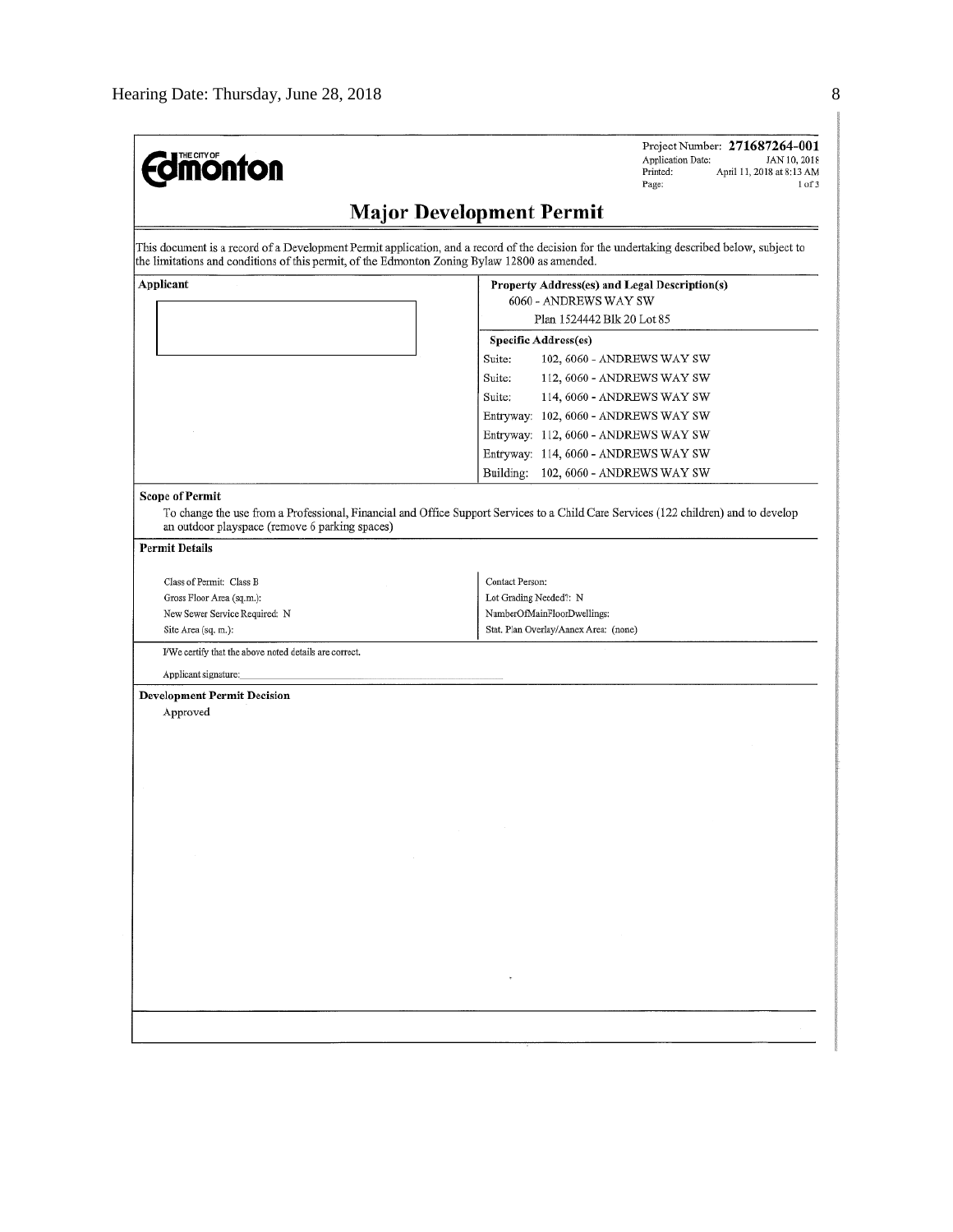THE CITY OF **Edmonton**

Project Number: **271687264-001**
Application Date: JAN 10, 2018
Printed: April 11, 2018 at 8:13 AM
Page: 1 of 3

# Major Development Permit

This document is a record of a Development Permit application, and a record of the decision for the undertaking described below, subject to the limitations and conditions of this permit, of the Edmonton Zoning Bylaw 12800 as amended.

| Applicant | Property Address(es) and Legal Description(s) |
|---|---|
| | 6060 - ANDREWS WAY SW |
| | Plan 1524442 Blk 20 Lot 85 |
| | **Specific Address(es)** |
| | Suite: 102, 6060 - ANDREWS WAY SW |
| | Suite: 112, 6060 - ANDREWS WAY SW |
| | Suite: 114, 6060 - ANDREWS WAY SW |
| | Entryway: 102, 6060 - ANDREWS WAY SW |
| | Entryway: 112, 6060 - ANDREWS WAY SW |
| | Entryway: 114, 6060 - ANDREWS WAY SW |
| | Building: 102, 6060 - ANDREWS WAY SW |

**Scope of Permit**

To change the use from a Professional, Financial and Office Support Services to a Child Care Services (122 children) and to develop an outdoor playspace (remove 6 parking spaces)

**Permit Details**

| | |
|---|---|
| Class of Permit: Class B | Contact Person: |
| Gross Floor Area (sq.m.): | Lot Grading Needed?: N |
| New Sewer Service Required: N | NumberOfMainFloorDwellings: |
| Site Area (sq. m.): | Stat. Plan Overlay/Annex Area: (none) |

I/We certify that the above noted details are correct.

Applicant signature:

**Development Permit Decision**

Approved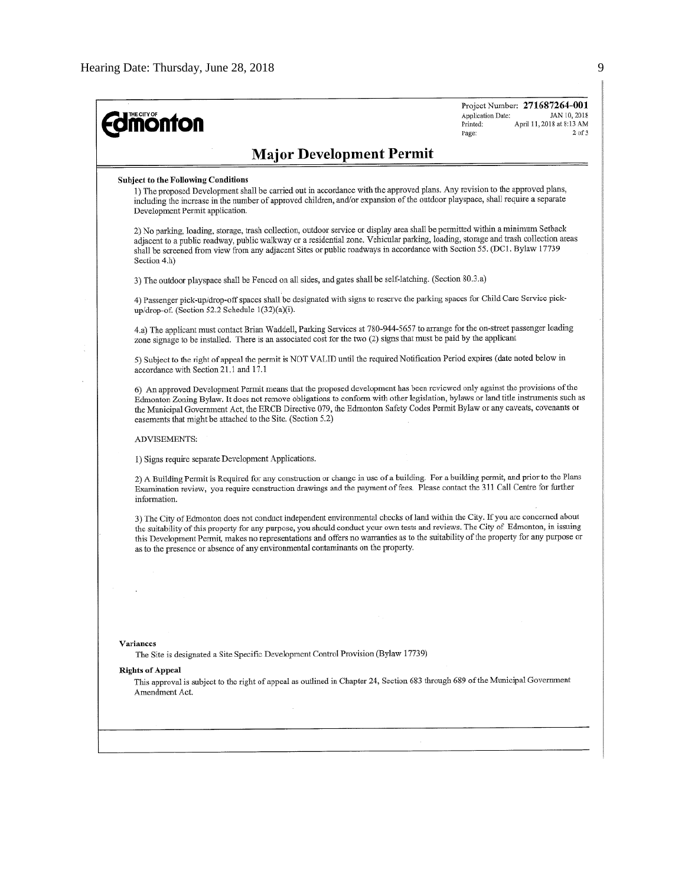Edmonton

Project Number: **271687264-001**
Application Date: JAN 10, 2018
Printed: April 11, 2018 at 8:13 AM
Page: 2 of 3

# Major Development Permit

**Subject to the Following Conditions**

1) The proposed Development shall be carried out in accordance with the approved plans. Any revision to the approved plans, including the increase in the number of approved children, and/or expansion of the outdoor playspace, shall require a separate Development Permit application.

2) No parking, loading, storage, trash collection, outdoor service or display area shall be permitted within a minimum Setback adjacent to a public roadway, public walkway or a residential zone. Vehicular parking, loading, storage and trash collection areas shall be screened from view from any adjacent Sites or public roadways in accordance with Section 55. (DC1. Bylaw 17739 Section 4.h)

3) The outdoor playspace shall be Fenced on all sides, and gates shall be self-latching. (Section 80.3.a)

4) Passenger pick-up/drop-off spaces shall be designated with signs to reserve the parking spaces for Child Care Service pick-up/drop-of. (Section 52.2 Schedule 1(32)(a)(i).

4.a) The applicant must contact Brian Waddell, Parking Services at 780-944-5657 to arrange for the on-street passenger loading zone signage to be installed. There is an associated cost for the two (2) signs that must be paid by the applicant

5) Subject to the right of appeal the permit is NOT VALID until the required Notification Period expires (date noted below in accordance with Section 21.1 and 17.1

6) An approved Development Permit means that the proposed development has been reviewed only against the provisions of the Edmonton Zoning Bylaw. It does not remove obligations to conform with other legislation, bylaws or land title instruments such as the Municipal Government Act, the ERCB Directive 079, the Edmonton Safety Codes Permit Bylaw or any caveats, covenants or easements that might be attached to the Site. (Section 5.2)

ADVISEMENTS:

1) Signs require separate Development Applications.

2) A Building Permit is Required for any construction or change in use of a building. For a building permit, and prior to the Plans Examination review, you require construction drawings and the payment of fees. Please contact the 311 Call Centre for further information.

3) The City of Edmonton does not conduct independent environmental checks of land within the City. If you are concerned about the suitability of this property for any purpose, you should conduct your own tests and reviews. The City of Edmonton, in issuing this Development Permit, makes no representations and offers no warranties as to the suitability of the property for any purpose or as to the presence or absence of any environmental contaminants on the property.

**Variances**

The Site is designated a Site Specific Development Control Provision (Bylaw 17739)

**Rights of Appeal**

This approval is subject to the right of appeal as outlined in Chapter 24, Section 683 through 689 of the Municipal Government Amendment Act.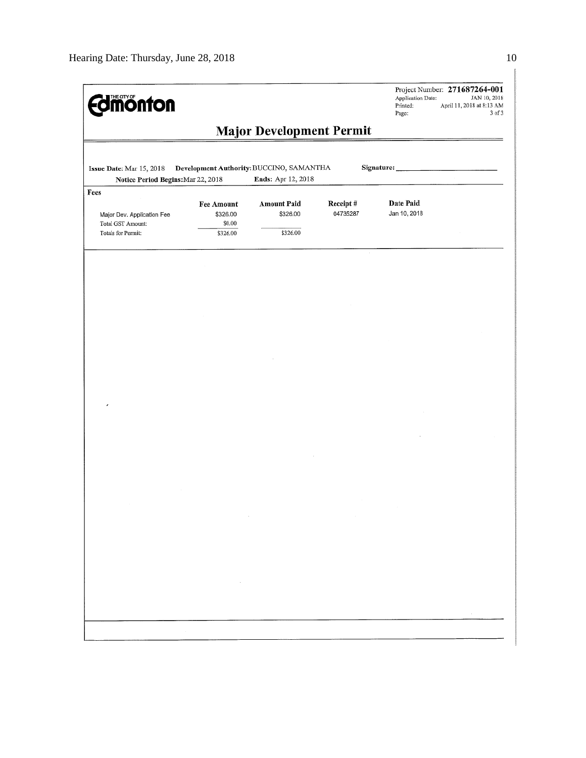THE CITY OF **Edmonton**

Project Number: **271687264-001**
Application Date: JAN 10, 2018
Printed: April 11, 2018 at 8:13 AM
Page: 3 of 3

# Major Development Permit

**Issue Date:** Mar 15, 2018 **Development Authority:** BUCCINO, SAMANTHA **Signature:** ______________________

**Notice Period Begins:** Mar 22, 2018 **Ends:** Apr 12, 2018

**Fees**

| | Fee Amount | Amount Paid | Receipt # | Date Paid |
|---|---|---|---|---|
| Major Dev. Application Fee | $326.00 | $326.00 | 04735287 | Jan 10, 2018 |
| Total GST Amount: | $0.00 | | | |
| Totals for Permit: | $326.00 | $326.00 | | |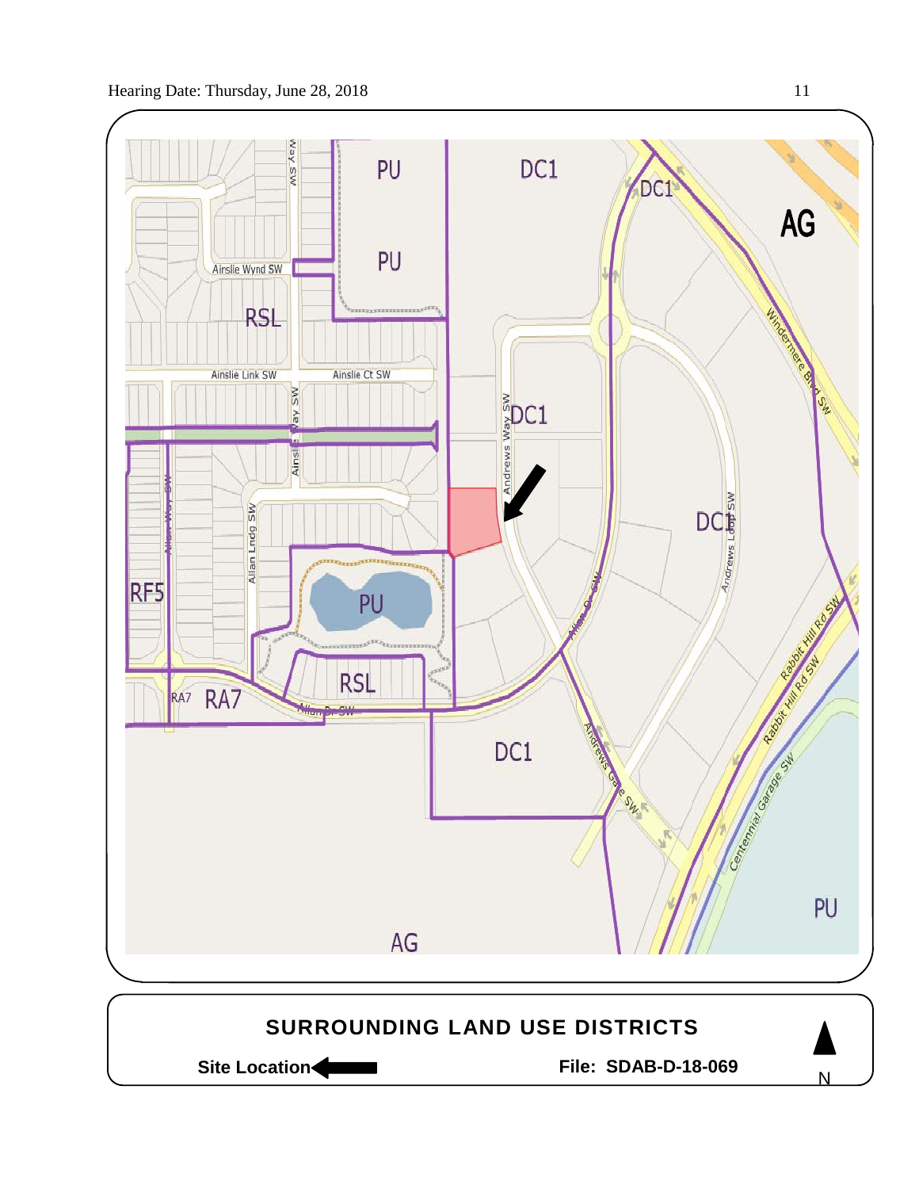PU

DC1

DC1

AG

PU

Ainslie Wynd SW

RSL

Ainslie Link SW

Ainslie Ct SW

DC1

Andrews Way SW

DC1

Andrews Loop SW

Windermere Blvd SW

RF5

PU

Allan Dr SW

RSL

RA7 RA7

Allan Dr SW

DC1

Andrews Gate SW

Rabbit Hill Rd SW

Rabbit Hill Rd SW

Centennial Garage SW

PU

AG

**SURROUNDING LAND USE DISTRICTS**

**Site Location**

**File: SDAB-D-18-069**

N